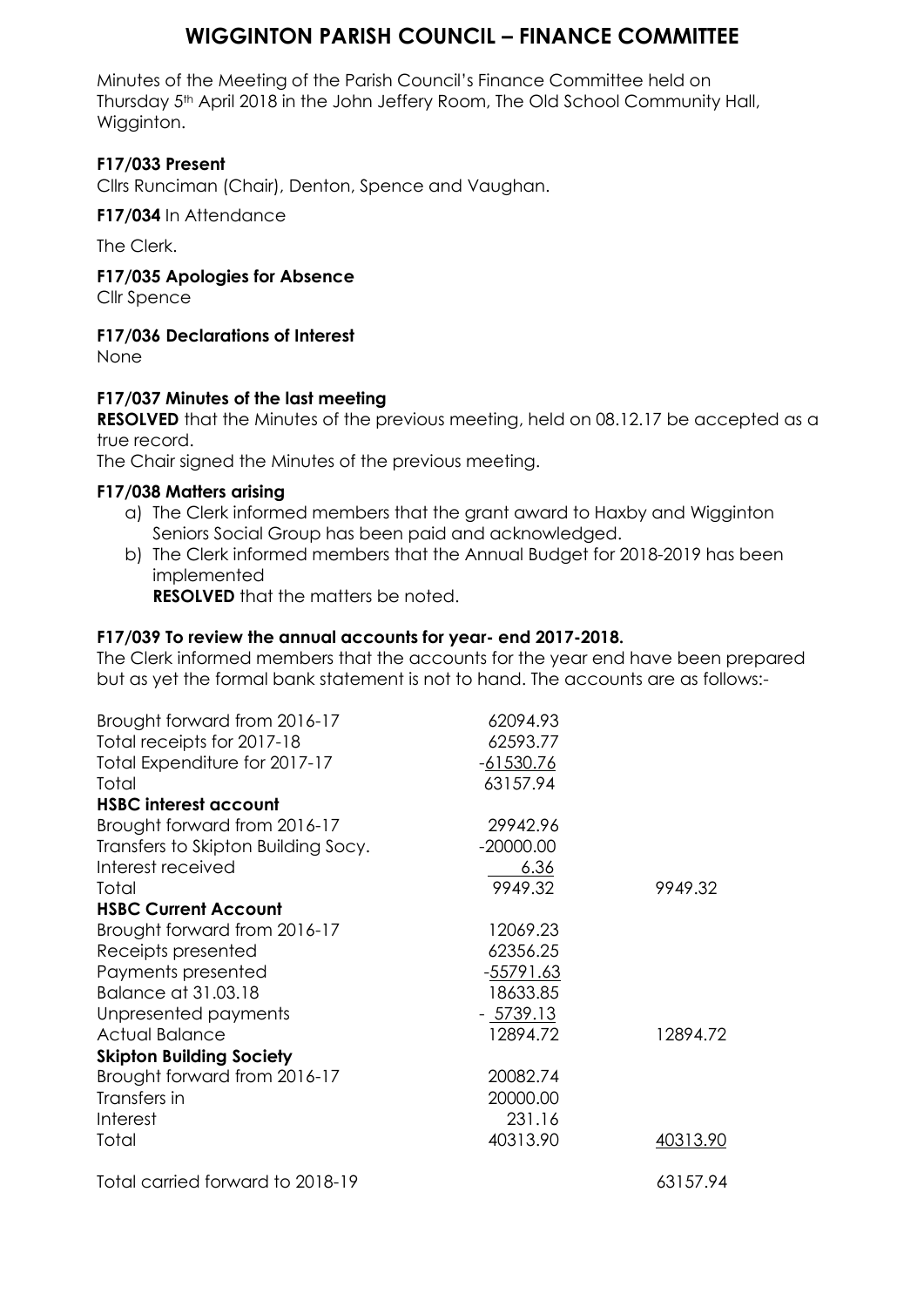# WIGGINTON PARISH COUNCIL – FINANCE COMMITTEE

Minutes of the Meeting of the Parish Council's Finance Committee held on Thursday 5th April 2018 in the John Jeffery Room, The Old School Community Hall, Wigginton.

**F17/033 Present**

Cllrs Runciman (Chair), Denton, Spence and Vaughan.

**F17/034** In Attendance

The Clerk.

**F17/035 Apologies for Absence**

Cllr Spence

**F17/036 Declarations of Interest**

None

**F17/037 Minutes of the last meeting**

**RESOLVED** that the Minutes of the previous meeting, held on 08.12.17 be accepted as a true record.

The Chair signed the Minutes of the previous meeting.

**F17/038 Matters arising**

a) The Clerk informed members that the grant award to Haxby and Wigginton Seniors Social Group has been paid and acknowledged.
b) The Clerk informed members that the Annual Budget for 2018-2019 has been implemented
   **RESOLVED** that the matters be noted.

**F17/039 To review the annual accounts for year- end 2017-2018.**

The Clerk informed members that the accounts for the year end have been prepared but as yet the formal bank statement is not to hand. The accounts are as follows:-

| | | |
|---|---|---|
| Brought forward from 2016-17 | 62094.93 | |
| Total receipts for 2017-18 | 62593.77 | |
| Total Expenditure for 2017-17 | -61530.76 | |
| Total | 63157.94 | |
| **HSBC interest account** | | |
| Brought forward from 2016-17 | 29942.96 | |
| Transfers to Skipton Building Socy. | -20000.00 | |
| Interest received | 6.36 | |
| Total | 9949.32 | 9949.32 |
| **HSBC Current Account** | | |
| Brought forward from 2016-17 | 12069.23 | |
| Receipts presented | 62356.25 | |
| Payments presented | -55791.63 | |
| Balance at 31.03.18 | 18633.85 | |
| Unpresented payments | - 5739.13 | |
| Actual Balance | 12894.72 | 12894.72 |
| **Skipton Building Society** | | |
| Brought forward from 2016-17 | 20082.74 | |
| Transfers in | 20000.00 | |
| Interest | 231.16 | |
| Total | 40313.90 | 40313.90 |
| | | |
| Total carried forward to 2018-19 | | 63157.94 |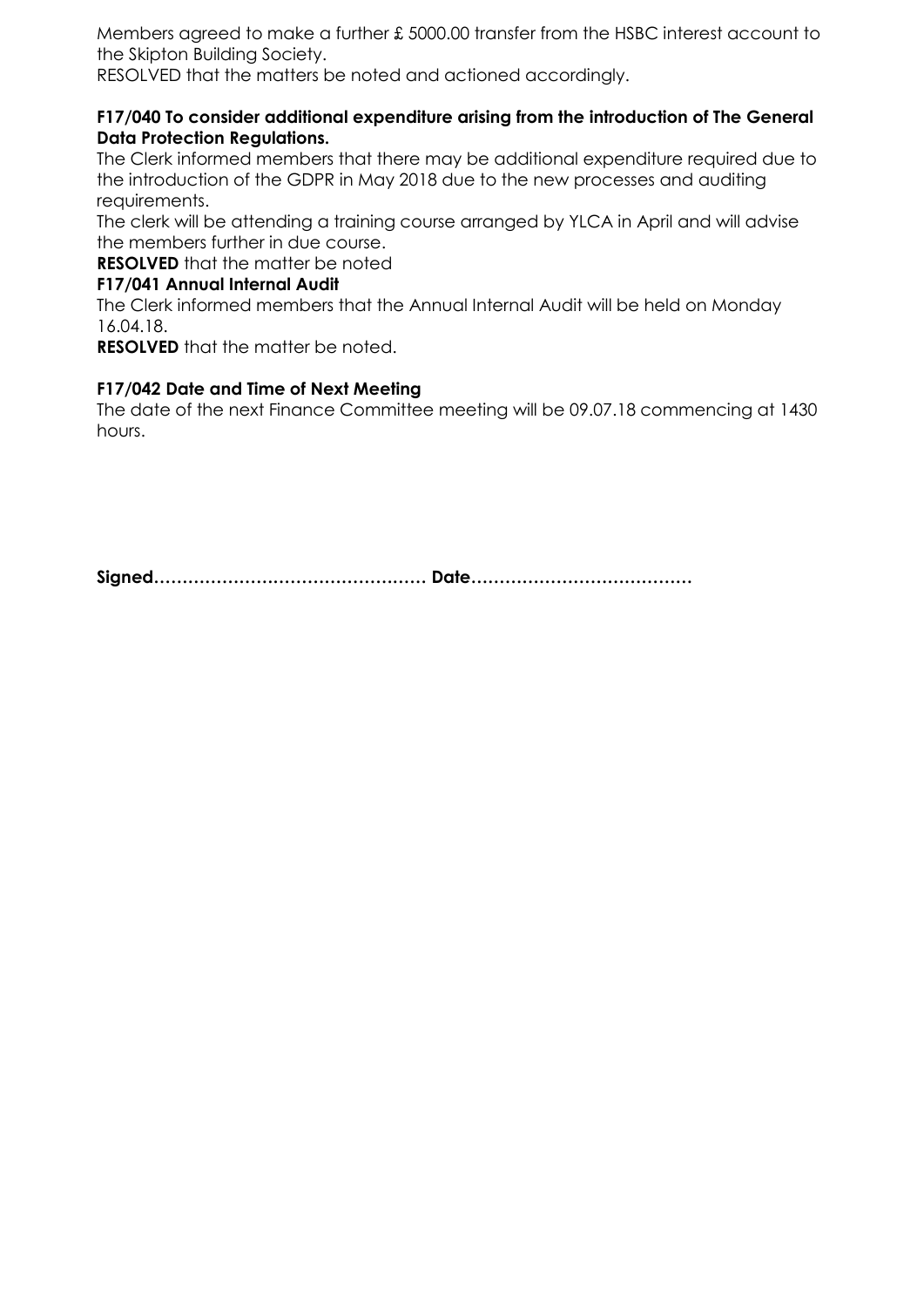Members agreed to make a further £ 5000.00 transfer from the HSBC interest account to the Skipton Building Society.
RESOLVED that the matters be noted and actioned accordingly.

**F17/040 To consider additional expenditure arising from the introduction of The General Data Protection Regulations.**

The Clerk informed members that there may be additional expenditure required due to the introduction of the GDPR in May 2018 due to the new processes and auditing requirements.
The clerk will be attending a training course arranged by YLCA in April and will advise the members further in due course.

**RESOLVED** that the matter be noted

**F17/041 Annual Internal Audit**

The Clerk informed members that the Annual Internal Audit will be held on Monday 16.04.18.

**RESOLVED** that the matter be noted.

**F17/042 Date and Time of Next Meeting**

The date of the next Finance Committee meeting will be 09.07.18 commencing at 1430 hours.

**Signed………………………………………… Date…………………………………**